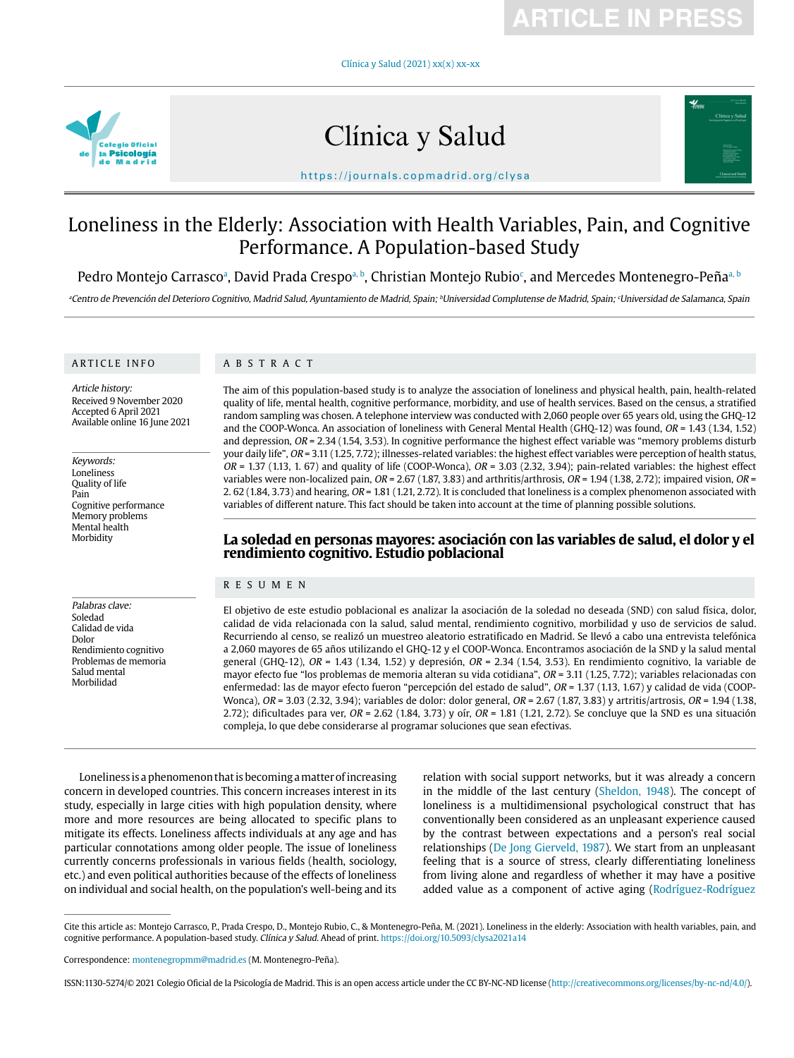# Loneliness in the Elderly: Association with Health Variables, Pain, and Cognitive Performance. A Population-based Study

Pedro Montejo Carrasco[a], David Prada Crespo[a, b], Christian Montejo Rubio[c], and Mercedes Montenegro-Peña[a, b]

[a]Centro de Prevención del Deterioro Cognitivo, Madrid Salud, Ayuntamiento de Madrid, Spain; [b]Universidad Complutense de Madrid, Spain; [c]Universidad de Salamanca, Spain

## ARTICLE INFO

*Article history:*
Received 9 November 2020
Accepted 6 April 2021
Available online 16 June 2021

*Keywords:*
Loneliness
Quality of life
Pain
Cognitive performance
Memory problems
Mental health
Morbidity

## ABSTRACT

The aim of this population-based study is to analyze the association of loneliness and physical health, pain, health-related quality of life, mental health, cognitive performance, morbidity, and use of health services. Based on the census, a stratified random sampling was chosen. A telephone interview was conducted with 2,060 people over 65 years old, using the GHQ-12 and the COOP-Wonca. An association of loneliness with General Mental Health (GHQ-12) was found, *OR* = 1.43 (1.34, 1.52) and depression, *OR* = 2.34 (1.54, 3.53). In cognitive performance the highest effect variable was "memory problems disturb your daily life", *OR* = 3.11 (1.25, 7.72); illnesses-related variables: the highest effect variables were perception of health status, *OR* = 1.37 (1.13, 1. 67) and quality of life (COOP-Wonca), *OR* = 3.03 (2.32, 3.94); pain-related variables: the highest effect variables were non-localized pain, *OR* = 2.67 (1.87, 3.83) and arthritis/arthrosis, *OR* = 1.94 (1.38, 2.72); impaired vision, *OR* = 2. 62 (1.84, 3.73) and hearing, *OR* = 1.81 (1.21, 2.72). It is concluded that loneliness is a complex phenomenon associated with variables of different nature. This fact should be taken into account at the time of planning possible solutions.

## La soledad en personas mayores: asociación con las variables de salud, el dolor y el rendimiento cognitivo. Estudio poblacional

*Palabras clave:*
Soledad
Calidad de vida
Dolor
Rendimiento cognitivo
Problemas de memoria
Salud mental
Morbilidad

## RESUMEN

El objetivo de este estudio poblacional es analizar la asociación de la soledad no deseada (SND) con salud física, dolor, calidad de vida relacionada con la salud, salud mental, rendimiento cognitivo, morbilidad y uso de servicios de salud. Recurriendo al censo, se realizó un muestreo aleatorio estratificado en Madrid. Se llevó a cabo una entrevista telefónica a 2,060 mayores de 65 años utilizando el GHQ-12 y el COOP-Wonca. Encontramos asociación de la SND y la salud mental general (GHQ-12), *OR* = 1.43 (1.34, 1.52) y depresión, *OR* = 2.34 (1.54, 3.53). En rendimiento cognitivo, la variable de mayor efecto fue "los problemas de memoria alteran su vida cotidiana", *OR* = 3.11 (1.25, 7.72); variables relacionadas con enfermedad: las de mayor efecto fueron "percepción del estado de salud", *OR* = 1.37 (1.13, 1.67) y calidad de vida (COOP-Wonca), *OR* = 3.03 (2.32, 3.94); variables de dolor: dolor general, *OR* = 2.67 (1.87, 3.83) y artritis/artrosis, *OR* = 1.94 (1.38, 2.72); dificultades para ver, *OR* = 2.62 (1.84, 3.73) y oír, *OR* = 1.81 (1.21, 2.72). Se concluye que la SND es una situación compleja, lo que debe considerarse al programar soluciones que sean efectivas.

Loneliness is a phenomenon that is becoming a matter of increasing concern in developed countries. This concern increases interest in its study, especially in large cities with high population density, where more and more resources are being allocated to specific plans to mitigate its effects. Loneliness affects individuals at any age and has particular connotations among older people. The issue of loneliness currently concerns professionals in various fields (health, sociology, etc.) and even political authorities because of the effects of loneliness on individual and social health, on the population's well-being and its relation with social support networks, but it was already a concern in the middle of the last century (Sheldon, 1948). The concept of loneliness is a multidimensional psychological construct that has conventionally been considered as an unpleasant experience caused by the contrast between expectations and a person's real social relationships (De Jong Gierveld, 1987). We start from an unpleasant feeling that is a source of stress, clearly differentiating loneliness from living alone and regardless of whether it may have a positive added value as a component of active aging (Rodríguez-Rodríguez

---

Cite this article as: Montejo Carrasco, P., Prada Crespo, D., Montejo Rubio, C., & Montenegro-Peña, M. (2021). Loneliness in the elderly: Association with health variables, pain, and cognitive performance. A population-based study. *Clínica y Salud*. Ahead of print. https://doi.org/10.5093/clysa2021a14

Correspondence: montenegropmm@madrid.es (M. Montenegro-Peña).

ISSN:1130-5274/© 2021 Colegio Oficial de la Psicología de Madrid. This is an open access article under the CC BY-NC-ND license (http://creativecommons.org/licenses/by-nc-nd/4.0/).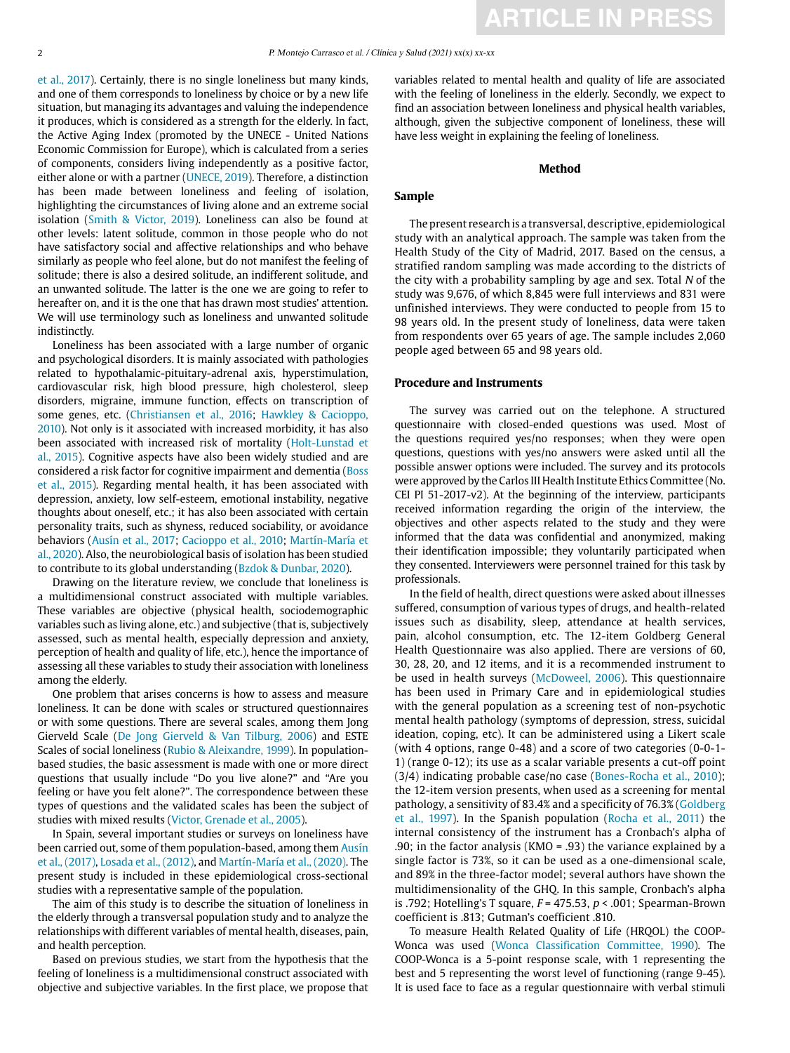et al., 2017). Certainly, there is no single loneliness but many kinds, and one of them corresponds to loneliness by choice or by a new life situation, but managing its advantages and valuing the independence it produces, which is considered as a strength for the elderly. In fact, the Active Aging Index (promoted by the UNECE - United Nations Economic Commission for Europe), which is calculated from a series of components, considers living independently as a positive factor, either alone or with a partner (UNECE, 2019). Therefore, a distinction has been made between loneliness and feeling of isolation, highlighting the circumstances of living alone and an extreme social isolation (Smith & Victor, 2019). Loneliness can also be found at other levels: latent solitude, common in those people who do not have satisfactory social and affective relationships and who behave similarly as people who feel alone, but do not manifest the feeling of solitude; there is also a desired solitude, an indifferent solitude, and an unwanted solitude. The latter is the one we are going to refer to hereafter on, and it is the one that has drawn most studies' attention. We will use terminology such as loneliness and unwanted solitude indistinctly.

Loneliness has been associated with a large number of organic and psychological disorders. It is mainly associated with pathologies related to hypothalamic-pituitary-adrenal axis, hyperstimulation, cardiovascular risk, high blood pressure, high cholesterol, sleep disorders, migraine, immune function, effects on transcription of some genes, etc. (Christiansen et al., 2016; Hawkley & Cacioppo, 2010). Not only is it associated with increased morbidity, it has also been associated with increased risk of mortality (Holt-Lunstad et al., 2015). Cognitive aspects have also been widely studied and are considered a risk factor for cognitive impairment and dementia (Boss et al., 2015). Regarding mental health, it has been associated with depression, anxiety, low self-esteem, emotional instability, negative thoughts about oneself, etc.; it has also been associated with certain personality traits, such as shyness, reduced sociability, or avoidance behaviors (Ausín et al., 2017; Cacioppo et al., 2010; Martín-María et al., 2020). Also, the neurobiological basis of isolation has been studied to contribute to its global understanding (Bzdok & Dunbar, 2020).

Drawing on the literature review, we conclude that loneliness is a multidimensional construct associated with multiple variables. These variables are objective (physical health, sociodemographic variables such as living alone, etc.) and subjective (that is, subjectively assessed, such as mental health, especially depression and anxiety, perception of health and quality of life, etc.), hence the importance of assessing all these variables to study their association with loneliness among the elderly.

One problem that arises concerns is how to assess and measure loneliness. It can be done with scales or structured questionnaires or with some questions. There are several scales, among them Jong Gierveld Scale (De Jong Gierveld & Van Tilburg, 2006) and ESTE Scales of social loneliness (Rubio & Aleixandre, 1999). In population-based studies, the basic assessment is made with one or more direct questions that usually include "Do you live alone?" and "Are you feeling or have you felt alone?". The correspondence between these types of questions and the validated scales has been the subject of studies with mixed results (Victor, Grenade et al., 2005).

In Spain, several important studies or surveys on loneliness have been carried out, some of them population-based, among them Ausín et al., (2017), Losada et al., (2012), and Martín-María et al., (2020). The present study is included in these epidemiological cross-sectional studies with a representative sample of the population.

The aim of this study is to describe the situation of loneliness in the elderly through a transversal population study and to analyze the relationships with different variables of mental health, diseases, pain, and health perception.

Based on previous studies, we start from the hypothesis that the feeling of loneliness is a multidimensional construct associated with objective and subjective variables. In the first place, we propose that variables related to mental health and quality of life are associated with the feeling of loneliness in the elderly. Secondly, we expect to find an association between loneliness and physical health variables, although, given the subjective component of loneliness, these will have less weight in explaining the feeling of loneliness.

## Method

### Sample

The present research is a transversal, descriptive, epidemiological study with an analytical approach. The sample was taken from the Health Study of the City of Madrid, 2017. Based on the census, a stratified random sampling was made according to the districts of the city with a probability sampling by age and sex. Total *N* of the study was 9,676, of which 8,845 were full interviews and 831 were unfinished interviews. They were conducted to people from 15 to 98 years old. In the present study of loneliness, data were taken from respondents over 65 years of age. The sample includes 2,060 people aged between 65 and 98 years old.

### Procedure and Instruments

The survey was carried out on the telephone. A structured questionnaire with closed-ended questions was used. Most of the questions required yes/no responses; when they were open questions, questions with yes/no answers were asked until all the possible answer options were included. The survey and its protocols were approved by the Carlos III Health Institute Ethics Committee (No. CEI PI 51-2017-v2). At the beginning of the interview, participants received information regarding the origin of the interview, the objectives and other aspects related to the study and they were informed that the data was confidential and anonymized, making their identification impossible; they voluntarily participated when they consented. Interviewers were personnel trained for this task by professionals.

In the field of health, direct questions were asked about illnesses suffered, consumption of various types of drugs, and health-related issues such as disability, sleep, attendance at health services, pain, alcohol consumption, etc. The 12-item Goldberg General Health Questionnaire was also applied. There are versions of 60, 30, 28, 20, and 12 items, and it is a recommended instrument to be used in health surveys (McDoweel, 2006). This questionnaire has been used in Primary Care and in epidemiological studies with the general population as a screening test of non-psychotic mental health pathology (symptoms of depression, stress, suicidal ideation, coping, etc). It can be administered using a Likert scale (with 4 options, range 0-48) and a score of two categories (0-0-1-1) (range 0-12); its use as a scalar variable presents a cut-off point (3/4) indicating probable case/no case (Bones-Rocha et al., 2010); the 12-item version presents, when used as a screening for mental pathology, a sensitivity of 83.4% and a specificity of 76.3% (Goldberg et al., 1997). In the Spanish population (Rocha et al., 2011) the internal consistency of the instrument has a Cronbach's alpha of .90; in the factor analysis (KMO = .93) the variance explained by a single factor is 73%, so it can be used as a one-dimensional scale, and 89% in the three-factor model; several authors have shown the multidimensionality of the GHQ. In this sample, Cronbach's alpha is .792; Hotelling's T square, $F = 475.53$, $p < .001$; Spearman-Brown coefficient is .813; Gutman's coefficient .810.

To measure Health Related Quality of Life (HRQOL) the COOP-Wonca was used (Wonca Classification Committee, 1990). The COOP-Wonca is a 5-point response scale, with 1 representing the best and 5 representing the worst level of functioning (range 9-45). It is used face to face as a regular questionnaire with verbal stimuli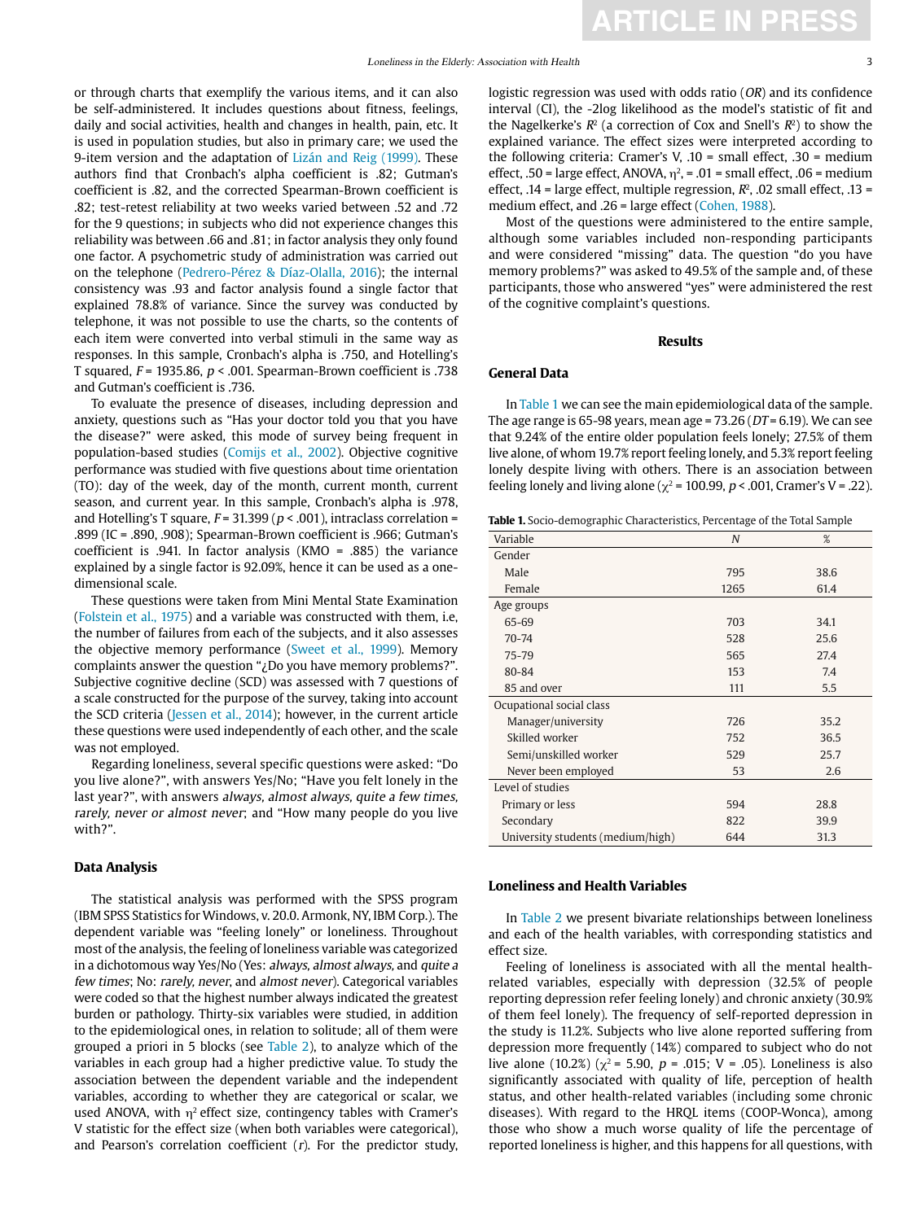or through charts that exemplify the various items, and it can also be self-administered. It includes questions about fitness, feelings, daily and social activities, health and changes in health, pain, etc. It is used in population studies, but also in primary care; we used the 9-item version and the adaptation of Lizán and Reig (1999). These authors find that Cronbach's alpha coefficient is .82; Gutman's coefficient is .82, and the corrected Spearman-Brown coefficient is .82; test-retest reliability at two weeks varied between .52 and .72 for the 9 questions; in subjects who did not experience changes this reliability was between .66 and .81; in factor analysis they only found one factor. A psychometric study of administration was carried out on the telephone (Pedrero-Pérez & Díaz-Olalla, 2016); the internal consistency was .93 and factor analysis found a single factor that explained 78.8% of variance. Since the survey was conducted by telephone, it was not possible to use the charts, so the contents of each item were converted into verbal stimuli in the same way as responses. In this sample, Cronbach's alpha is .750, and Hotelling's T squared, $F = 1935.86$, $p < .001$. Spearman-Brown coefficient is .738 and Gutman's coefficient is .736.

To evaluate the presence of diseases, including depression and anxiety, questions such as "Has your doctor told you that you have the disease?" were asked, this mode of survey being frequent in population-based studies (Comijs et al., 2002). Objective cognitive performance was studied with five questions about time orientation (TO): day of the week, day of the month, current month, current season, and current year. In this sample, Cronbach's alpha is .978, and Hotelling's T square, $F = 31.399$ ($p < .001$), intraclass correlation = .899 (IC = .890, .908); Spearman-Brown coefficient is .966; Gutman's coefficient is .941. In factor analysis (KMO = .885) the variance explained by a single factor is 92.09%, hence it can be used as a one-dimensional scale.

These questions were taken from Mini Mental State Examination (Folstein et al., 1975) and a variable was constructed with them, i.e, the number of failures from each of the subjects, and it also assesses the objective memory performance (Sweet et al., 1999). Memory complaints answer the question "¿Do you have memory problems?". Subjective cognitive decline (SCD) was assessed with 7 questions of a scale constructed for the purpose of the survey, taking into account the SCD criteria (Jessen et al., 2014); however, in the current article these questions were used independently of each other, and the scale was not employed.

Regarding loneliness, several specific questions were asked: "Do you live alone?", with answers Yes/No; "Have you felt lonely in the last year?", with answers *always*, *almost always*, *quite a few times*, *rarely*, *never or almost never*; and "How many people do you live with?".

### Data Analysis

The statistical analysis was performed with the SPSS program (IBM SPSS Statistics for Windows, v. 20.0. Armonk, NY, IBM Corp.). The dependent variable was "feeling lonely" or loneliness. Throughout most of the analysis, the feeling of loneliness variable was categorized in a dichotomous way Yes/No (Yes: *always*, *almost always*, and *quite a few times*; No: *rarely*, *never*, and *almost never*). Categorical variables were coded so that the highest number always indicated the greatest burden or pathology. Thirty-six variables were studied, in addition to the epidemiological ones, in relation to solitude; all of them were grouped a priori in 5 blocks (see Table 2), to analyze which of the variables in each group had a higher predictive value. To study the association between the dependent variable and the independent variables, according to whether they are categorical or scalar, we used ANOVA, with $\eta^2$ effect size, contingency tables with Cramer's V statistic for the effect size (when both variables were categorical), and Pearson's correlation coefficient (*r*). For the predictor study, logistic regression was used with odds ratio (*OR*) and its confidence interval (CI), the -2log likelihood as the model's statistic of fit and the Nagelkerke's $R^2$ (a correction of Cox and Snell's $R^2$) to show the explained variance. The effect sizes were interpreted according to the following criteria: Cramer's V, .10 = small effect, .30 = medium effect, .50 = large effect, ANOVA, $\eta^2$, = .01 = small effect, .06 = medium effect, .14 = large effect, multiple regression, $R^2$, .02 small effect, .13 = medium effect, and .26 = large effect (Cohen, 1988).

Most of the questions were administered to the entire sample, although some variables included non-responding participants and were considered "missing" data. The question "do you have memory problems?" was asked to 49.5% of the sample and, of these participants, those who answered "yes" were administered the rest of the cognitive complaint's questions.

## Results

### General Data

In Table 1 we can see the main epidemiological data of the sample. The age range is 65-98 years, mean age = 73.26 (*DT* = 6.19). We can see that 9.24% of the entire older population feels lonely; 27.5% of them live alone, of whom 19.7% report feeling lonely, and 5.3% report feeling lonely despite living with others. There is an association between feeling lonely and living alone ($\chi^2 = 100.99$, $p < .001$, Cramer's V = .22).

**Table 1.** Socio-demographic Characteristics, Percentage of the Total Sample

| Variable | *N* | % |
|---|---|---|
| Gender | | |
| Male | 795 | 38.6 |
| Female | 1265 | 61.4 |
| Age groups | | |
| 65-69 | 703 | 34.1 |
| 70-74 | 528 | 25.6 |
| 75-79 | 565 | 27.4 |
| 80-84 | 153 | 7.4 |
| 85 and over | 111 | 5.5 |
| Ocupational social class | | |
| Manager/university | 726 | 35.2 |
| Skilled worker | 752 | 36.5 |
| Semi/unskilled worker | 529 | 25.7 |
| Never been employed | 53 | 2.6 |
| Level of studies | | |
| Primary or less | 594 | 28.8 |
| Secondary | 822 | 39.9 |
| University students (medium/high) | 644 | 31.3 |

### Loneliness and Health Variables

In Table 2 we present bivariate relationships between loneliness and each of the health variables, with corresponding statistics and effect size.

Feeling of loneliness is associated with all the mental health-related variables, especially with depression (32.5% of people reporting depression refer feeling lonely) and chronic anxiety (30.9% of them feel lonely). The frequency of self-reported depression in the study is 11.2%. Subjects who live alone reported suffering from depression more frequently (14%) compared to subject who do not live alone (10.2%) ($\chi^2 = 5.90$, $p = .015$; V = .05). Loneliness is also significantly associated with quality of life, perception of health status, and other health-related variables (including some chronic diseases). With regard to the HRQL items (COOP-Wonca), among those who show a much worse quality of life the percentage of reported loneliness is higher, and this happens for all questions, with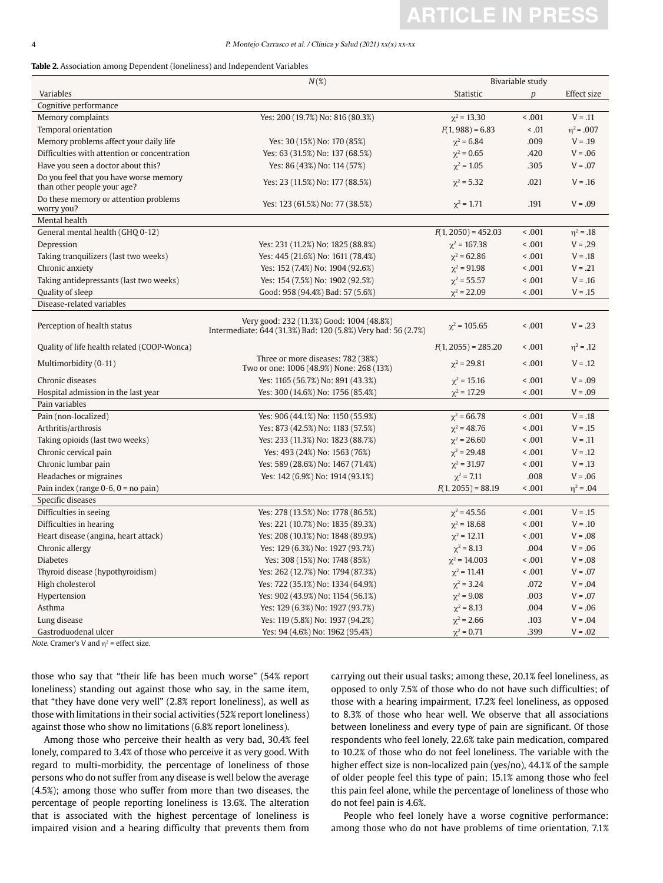**Table 2.** Association among Dependent (loneliness) and Independent Variables

| | *N* (%) | Bivariable study | | |
|---|---|---|---|---|
| Variables | | Statistic | *p* | Effect size |
| Cognitive performance | | | | |
| Memory complaints | Yes: 200 (19.7%) No: 816 (80.3%) | $\chi^2$ = 13.30 | < .001 | V = .11 |
| Temporal orientation | | $F$(1, 988) = 6.83 | < .01 | $\eta^2$ = .007 |
| Memory problems affect your daily life | Yes: 30 (15%) No: 170 (85%) | $\chi^2$ = 6.84 | .009 | V = .19 |
| Difficulties with attention or concentration | Yes: 63 (31.5%) No: 137 (68.5%) | $\chi^2$ = 0.65 | .420 | V = .06 |
| Have you seen a doctor about this? | Yes: 86 (43%) No: 114 (57%) | $\chi^2$ = 1.05 | .305 | V = .07 |
| Do you feel that you have worse memory than other people your age? | Yes: 23 (11.5%) No: 177 (88.5%) | $\chi^2$ = 5.32 | .021 | V = .16 |
| Do these memory or attention problems worry you? | Yes: 123 (61.5%) No: 77 (38.5%) | $\chi^2$ = 1.71 | .191 | V = .09 |
| Mental health | | | | |
| General mental health (GHQ 0-12) | | $F$(1, 2050) = 452.03 | < .001 | $\eta^2$ = .18 |
| Depression | Yes: 231 (11.2%) No: 1825 (88.8%) | $\chi^2$ = 167.38 | < .001 | V = .29 |
| Taking tranquilizers (last two weeks) | Yes: 445 (21.6%) No: 1611 (78.4%) | $\chi^2$ = 62.86 | < .001 | V = .18 |
| Chronic anxiety | Yes: 152 (7.4%) No: 1904 (92.6%) | $\chi^2$ = 91.98 | < .001 | V = .21 |
| Taking antidepressants (last two weeks) | Yes: 154 (7.5%) No: 1902 (92.5%) | $\chi^2$ = 55.57 | < .001 | V = .16 |
| Quality of sleep | Good: 958 (94.4%) Bad: 57 (5.6%) | $\chi^2$ = 22.09 | < .001 | V = .15 |
| Disease-related variables | | | | |
| Perception of health status | Very good: 232 (11.3%) Good: 1004 (48.8%) Intermediate: 644 (31.3%) Bad: 120 (5.8%) Very bad: 56 (2.7%) | $\chi^2$ = 105.65 | < .001 | V = .23 |
| Quality of life health related (COOP-Wonca) | | $F$(1, 2055) = 285.20 | < .001 | $\eta^2$ = .12 |
| Multimorbidity (0-11) | Three or more diseases: 782 (38%) Two or one: 1006 (48.9%) None: 268 (13%) | $\chi^2$ = 29.81 | < .001 | V = .12 |
| Chronic diseases | Yes: 1165 (56.7%) No: 891 (43.3%) | $\chi^2$ = 15.16 | < .001 | V = .09 |
| Hospital admission in the last year | Yes: 300 (14.6%) No: 1756 (85.4%) | $\chi^2$ = 17.29 | < .001 | V = .09 |
| Pain variables | | | | |
| Pain (non-localized) | Yes: 906 (44.1%) No: 1150 (55.9%) | $\chi^2$ = 66.78 | < .001 | V = .18 |
| Arthritis/arthrosis | Yes: 873 (42.5%) No: 1183 (57.5%) | $\chi^2$ = 48.76 | < .001 | V = .15 |
| Taking opioids (last two weeks) | Yes: 233 (11.3%) No: 1823 (88.7%) | $\chi^2$ = 26.60 | < .001 | V = .11 |
| Chronic cervical pain | Yes: 493 (24%) No: 1563 (76%) | $\chi^2$ = 29.48 | < .001 | V = .12 |
| Chronic lumbar pain | Yes: 589 (28.6%) No: 1467 (71.4%) | $\chi^2$ = 31.97 | < .001 | V = .13 |
| Headaches or migraines | Yes: 142 (6.9%) No: 1914 (93.1%) | $\chi^2$ = 7.11 | .008 | V = .06 |
| Pain index (range 0-6, 0 = no pain) | | $F$(1, 2055) = 88.19 | < .001 | $\eta^2$ = .04 |
| Specific diseases | | | | |
| Difficulties in seeing | Yes: 278 (13.5%) No: 1778 (86.5%) | $\chi^2$ = 45.56 | < .001 | V = .15 |
| Difficulties in hearing | Yes: 221 (10.7%) No: 1835 (89.3%) | $\chi^2$ = 18.68 | < .001 | V = .10 |
| Heart disease (angina, heart attack) | Yes: 208 (10.1%) No: 1848 (89.9%) | $\chi^2$ = 12.11 | < .001 | V = .08 |
| Chronic allergy | Yes: 129 (6.3%) No: 1927 (93.7%) | $\chi^2$ = 8.13 | .004 | V = .06 |
| Diabetes | Yes: 308 (15%) No: 1748 (85%) | $\chi^2$ = 14.003 | < .001 | V = .08 |
| Thyroid disease (hypothyroidism) | Yes: 262 (12.7%) No: 1794 (87.3%) | $\chi^2$ = 11.41 | < .001 | V = .07 |
| High cholesterol | Yes: 722 (35.1%) No: 1334 (64.9%) | $\chi^2$ = 3.24 | .072 | V = .04 |
| Hypertension | Yes: 902 (43.9%) No: 1154 (56.1%) | $\chi^2$ = 9.08 | .003 | V = .07 |
| Asthma | Yes: 129 (6.3%) No: 1927 (93.7%) | $\chi^2$ = 8.13 | .004 | V = .06 |
| Lung disease | Yes: 119 (5.8%) No: 1937 (94.2%) | $\chi^2$ = 2.66 | .103 | V = .04 |
| Gastroduodenal ulcer | Yes: 94 (4.6%) No: 1962 (95.4%) | $\chi^2$ = 0.71 | .399 | V = .02 |

*Note*. Cramer's V and $\eta^2$ = effect size.

those who say that "their life has been much worse" (54% report loneliness) standing out against those who say, in the same item, that "they have done very well" (2.8% report loneliness), as well as those with limitations in their social activities (52% report loneliness) against those who show no limitations (6.8% report loneliness).

Among those who perceive their health as very bad, 30.4% feel lonely, compared to 3.4% of those who perceive it as very good. With regard to multi-morbidity, the percentage of loneliness of those persons who do not suffer from any disease is well below the average (4.5%); among those who suffer from more than two diseases, the percentage of people reporting loneliness is 13.6%. The alteration that is associated with the highest percentage of loneliness is impaired vision and a hearing difficulty that prevents them from carrying out their usual tasks; among these, 20.1% feel loneliness, as opposed to only 7.5% of those who do not have such difficulties; of those with a hearing impairment, 17.2% feel loneliness, as opposed to 8.3% of those who hear well. We observe that all associations between loneliness and every type of pain are significant. Of those respondents who feel lonely, 22.6% take pain medication, compared to 10.2% of those who do not feel loneliness. The variable with the higher effect size is non-localized pain (yes/no), 44.1% of the sample of older people feel this type of pain; 15.1% among those who feel this pain feel alone, while the percentage of loneliness of those who do not feel pain is 4.6%.

People who feel lonely have a worse cognitive performance: among those who do not have problems of time orientation, 7.1%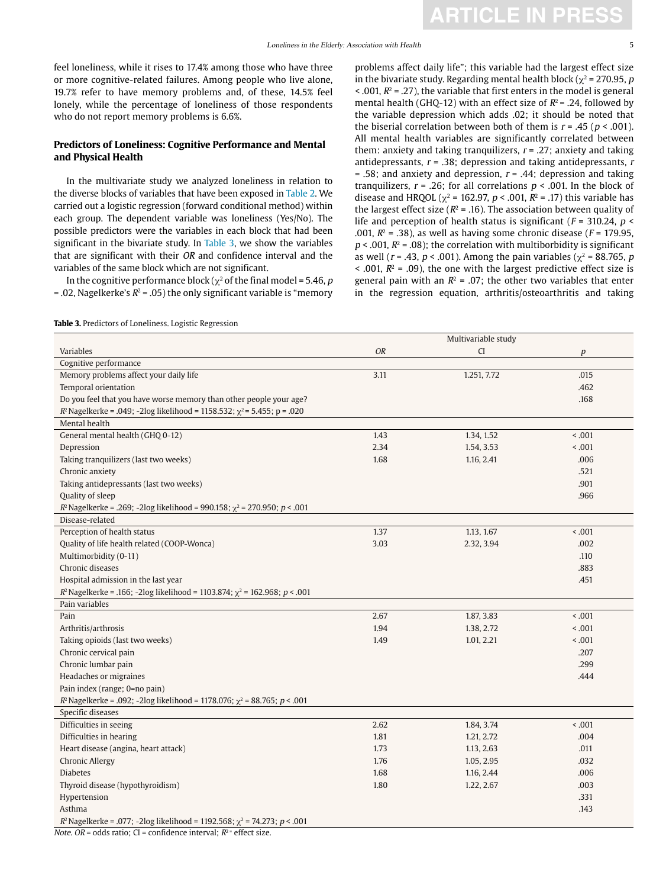feel loneliness, while it rises to 17.4% among those who have three or more cognitive-related failures. Among people who live alone, 19.7% refer to have memory problems and, of these, 14.5% feel lonely, while the percentage of loneliness of those respondents who do not report memory problems is 6.6%.

## Predictors of Loneliness: Cognitive Performance and Mental and Physical Health

In the multivariate study we analyzed loneliness in relation to the diverse blocks of variables that have been exposed in Table 2. We carried out a logistic regression (forward conditional method) within each group. The dependent variable was loneliness (Yes/No). The possible predictors were the variables in each block that had been significant in the bivariate study. In Table 3, we show the variables that are significant with their *OR* and confidence interval and the variables of the same block which are not significant.

In the cognitive performance block ($\chi^2$ of the final model = 5.46, *p* = .02, Nagelkerke's $R^2$ = .05) the only significant variable is "memory problems affect daily life"; this variable had the largest effect size in the bivariate study. Regarding mental health block ($\chi^2$ = 270.95, *p* < .001, $R^2$ = .27), the variable that first enters in the model is general mental health (GHQ-12) with an effect size of $R^2$ = .24, followed by the variable depression which adds .02; it should be noted that the biserial correlation between both of them is *r* = .45 (*p* < .001). All mental health variables are significantly correlated between them: anxiety and taking tranquilizers, *r* = .27; anxiety and taking antidepressants, *r* = .38; depression and taking antidepressants, *r* = .58; and anxiety and depression, *r* = .44; depression and taking tranquilizers, *r* = .26; for all correlations *p* < .001. In the block of disease and HRQOL ($\chi^2$ = 162.97, *p* < .001, $R^2$ = .17) this variable has the largest effect size ($R^2$ = .16). The association between quality of life and perception of health status is significant (*F* = 310.24, *p* < .001, $R^2$ = .38), as well as having some chronic disease (*F* = 179.95, *p* < .001, $R^2$ = .08); the correlation with multiborbidity is significant as well (*r* = .43, *p* < .001). Among the pain variables ($\chi^2$ = 88.765, *p* < .001, $R^2$ = .09), the one with the largest predictive effect size is general pain with an $R^2$ = .07; the other two variables that enter in the regression equation, arthritis/osteoarthritis and taking

**Table 3.** Predictors of Loneliness. Logistic Regression

| Variables | Multivariable study | | |
|---|---|---|---|
| | *OR* | CI | *p* |
| Cognitive performance | | | |
| Memory problems affect your daily life | 3.11 | 1.251, 7.72 | .015 |
| Temporal orientation | | | .462 |
| Do you feel that you have worse memory than other people your age? | | | .168 |
| $R^2$ Nagelkerke = .049; -2log likelihood = 1158.532; $\chi^2$ = 5.455; p = .020 | | | |
| Mental health | | | |
| General mental health (GHQ 0-12) | 1.43 | 1.34, 1.52 | < .001 |
| Depression | 2.34 | 1.54, 3.53 | < .001 |
| Taking tranquilizers (last two weeks) | 1.68 | 1.16, 2.41 | .006 |
| Chronic anxiety | | | .521 |
| Taking antidepressants (last two weeks) | | | .901 |
| Quality of sleep | | | .966 |
| $R^2$ Nagelkerke = .269; -2log likelihood = 990.158; $\chi^2$ = 270.950; *p* < .001 | | | |
| Disease-related | | | |
| Perception of health status | 1.37 | 1.13, 1.67 | < .001 |
| Quality of life health related (COOP-Wonca) | 3.03 | 2.32, 3.94 | .002 |
| Multimorbidity (0-11) | | | .110 |
| Chronic diseases | | | .883 |
| Hospital admission in the last year | | | .451 |
| $R^2$ Nagelkerke = .166; -2log likelihood = 1103.874; $\chi^2$ = 162.968; *p* < .001 | | | |
| Pain variables | | | |
| Pain | 2.67 | 1.87, 3.83 | < .001 |
| Arthritis/arthrosis | 1.94 | 1.38, 2.72 | < .001 |
| Taking opioids (last two weeks) | 1.49 | 1.01, 2.21 | < .001 |
| Chronic cervical pain | | | .207 |
| Chronic lumbar pain | | | .299 |
| Headaches or migraines | | | .444 |
| Pain index (range; 0=no pain) | | | |
| $R^2$ Nagelkerke = .092; -2log likelihood = 1178.076; $\chi^2$ = 88.765; *p* < .001 | | | |
| Specific diseases | | | |
| Difficulties in seeing | 2.62 | 1.84, 3.74 | < .001 |
| Difficulties in hearing | 1.81 | 1.21, 2.72 | .004 |
| Heart disease (angina, heart attack) | 1.73 | 1.13, 2.63 | .011 |
| Chronic Allergy | 1.76 | 1.05, 2.95 | .032 |
| Diabetes | 1.68 | 1.16, 2.44 | .006 |
| Thyroid disease (hypothyroidism) | 1.80 | 1.22, 2.67 | .003 |
| Hypertension | | | .331 |
| Asthma | | | .143 |
| $R^2$ Nagelkerke = .077; -2log likelihood = 1192.568; $\chi^2$ = 74.273; *p* < .001 | | | |

*Note. OR* = odds ratio; CI = confidence interval; $R^2$ = effect size.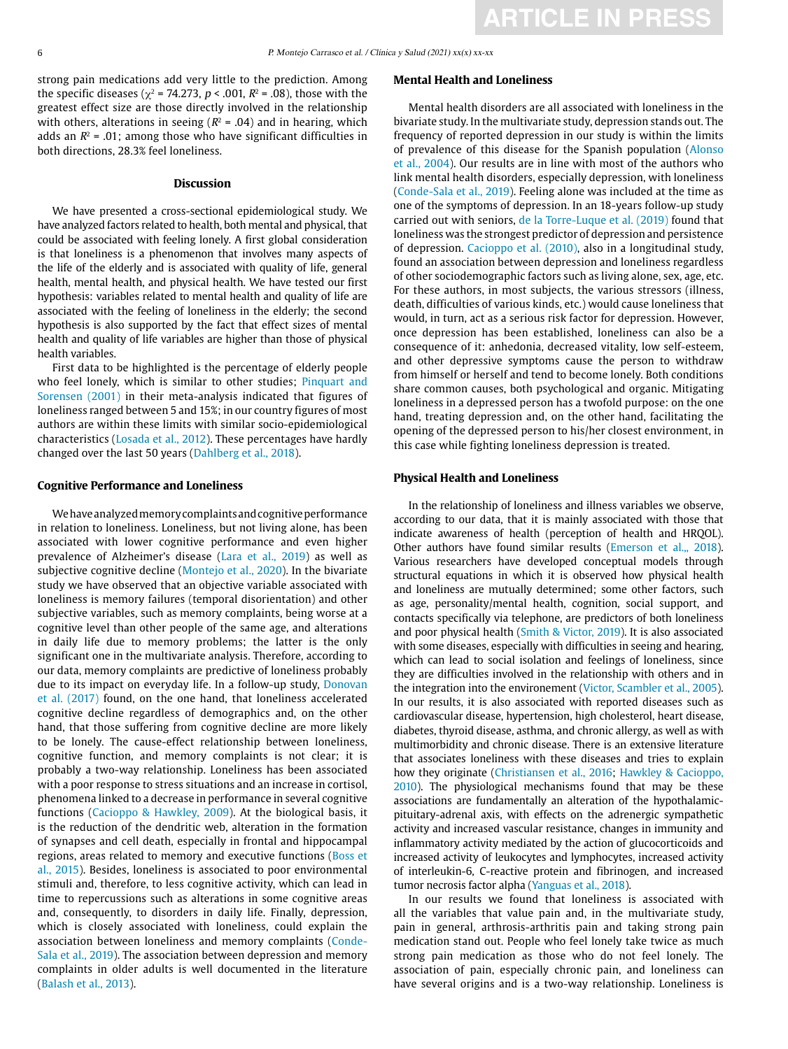strong pain medications add very little to the prediction. Among the specific diseases ($\chi^2$ = 74.273, $p$ < .001, $R^2$ = .08), those with the greatest effect size are those directly involved in the relationship with others, alterations in seeing ($R^2$ = .04) and in hearing, which adds an $R^2$ = .01; among those who have significant difficulties in both directions, 28.3% feel loneliness.

## Discussion

We have presented a cross-sectional epidemiological study. We have analyzed factors related to health, both mental and physical, that could be associated with feeling lonely. A first global consideration is that loneliness is a phenomenon that involves many aspects of the life of the elderly and is associated with quality of life, general health, mental health, and physical health. We have tested our first hypothesis: variables related to mental health and quality of life are associated with the feeling of loneliness in the elderly; the second hypothesis is also supported by the fact that effect sizes of mental health and quality of life variables are higher than those of physical health variables.

First data to be highlighted is the percentage of elderly people who feel lonely, which is similar to other studies; Pinquart and Sorensen (2001) in their meta-analysis indicated that figures of loneliness ranged between 5 and 15%; in our country figures of most authors are within these limits with similar socio-epidemiological characteristics (Losada et al., 2012). These percentages have hardly changed over the last 50 years (Dahlberg et al., 2018).

### Cognitive Performance and Loneliness

We have analyzed memory complaints and cognitive performance in relation to loneliness. Loneliness, but not living alone, has been associated with lower cognitive performance and even higher prevalence of Alzheimer's disease (Lara et al., 2019) as well as subjective cognitive decline (Montejo et al., 2020). In the bivariate study we have observed that an objective variable associated with loneliness is memory failures (temporal disorientation) and other subjective variables, such as memory complaints, being worse at a cognitive level than other people of the same age, and alterations in daily life due to memory problems; the latter is the only significant one in the multivariate analysis. Therefore, according to our data, memory complaints are predictive of loneliness probably due to its impact on everyday life. In a follow-up study, Donovan et al. (2017) found, on the one hand, that loneliness accelerated cognitive decline regardless of demographics and, on the other hand, that those suffering from cognitive decline are more likely to be lonely. The cause-effect relationship between loneliness, cognitive function, and memory complaints is not clear; it is probably a two-way relationship. Loneliness has been associated with a poor response to stress situations and an increase in cortisol, phenomena linked to a decrease in performance in several cognitive functions (Cacioppo & Hawkley, 2009). At the biological basis, it is the reduction of the dendritic web, alteration in the formation of synapses and cell death, especially in frontal and hippocampal regions, areas related to memory and executive functions (Boss et al., 2015). Besides, loneliness is associated to poor environmental stimuli and, therefore, to less cognitive activity, which can lead in time to repercussions such as alterations in some cognitive areas and, consequently, to disorders in daily life. Finally, depression, which is closely associated with loneliness, could explain the association between loneliness and memory complaints (Conde-Sala et al., 2019). The association between depression and memory complaints in older adults is well documented in the literature (Balash et al., 2013).

### Mental Health and Loneliness

Mental health disorders are all associated with loneliness in the bivariate study. In the multivariate study, depression stands out. The frequency of reported depression in our study is within the limits of prevalence of this disease for the Spanish population (Alonso et al., 2004). Our results are in line with most of the authors who link mental health disorders, especially depression, with loneliness (Conde-Sala et al., 2019). Feeling alone was included at the time as one of the symptoms of depression. In an 18-years follow-up study carried out with seniors, de la Torre-Luque et al. (2019) found that loneliness was the strongest predictor of depression and persistence of depression. Cacioppo et al. (2010), also in a longitudinal study, found an association between depression and loneliness regardless of other sociodemographic factors such as living alone, sex, age, etc. For these authors, in most subjects, the various stressors (illness, death, difficulties of various kinds, etc.) would cause loneliness that would, in turn, act as a serious risk factor for depression. However, once depression has been established, loneliness can also be a consequence of it: anhedonia, decreased vitality, low self-esteem, and other depressive symptoms cause the person to withdraw from himself or herself and tend to become lonely. Both conditions share common causes, both psychological and organic. Mitigating loneliness in a depressed person has a twofold purpose: on the one hand, treating depression and, on the other hand, facilitating the opening of the depressed person to his/her closest environment, in this case while fighting loneliness depression is treated.

### Physical Health and Loneliness

In the relationship of loneliness and illness variables we observe, according to our data, that it is mainly associated with those that indicate awareness of health (perception of health and HRQOL). Other authors have found similar results (Emerson et al.,, 2018). Various researchers have developed conceptual models through structural equations in which it is observed how physical health and loneliness are mutually determined; some other factors, such as age, personality/mental health, cognition, social support, and contacts specifically via telephone, are predictors of both loneliness and poor physical health (Smith & Victor, 2019). It is also associated with some diseases, especially with difficulties in seeing and hearing, which can lead to social isolation and feelings of loneliness, since they are difficulties involved in the relationship with others and in the integration into the environement (Victor, Scambler et al., 2005). In our results, it is also associated with reported diseases such as cardiovascular disease, hypertension, high cholesterol, heart disease, diabetes, thyroid disease, asthma, and chronic allergy, as well as with multimorbidity and chronic disease. There is an extensive literature that associates loneliness with these diseases and tries to explain how they originate (Christiansen et al., 2016; Hawkley & Cacioppo, 2010). The physiological mechanisms found that may be these associations are fundamentally an alteration of the hypothalamic-pituitary-adrenal axis, with effects on the adrenergic sympathetic activity and increased vascular resistance, changes in immunity and inflammatory activity mediated by the action of glucocorticoids and increased activity of leukocytes and lymphocytes, increased activity of interleukin-6, C-reactive protein and fibrinogen, and increased tumor necrosis factor alpha (Yanguas et al., 2018).

In our results we found that loneliness is associated with all the variables that value pain and, in the multivariate study, pain in general, arthrosis-arthritis pain and taking strong pain medication stand out. People who feel lonely take twice as much strong pain medication as those who do not feel lonely. The association of pain, especially chronic pain, and loneliness can have several origins and is a two-way relationship. Loneliness is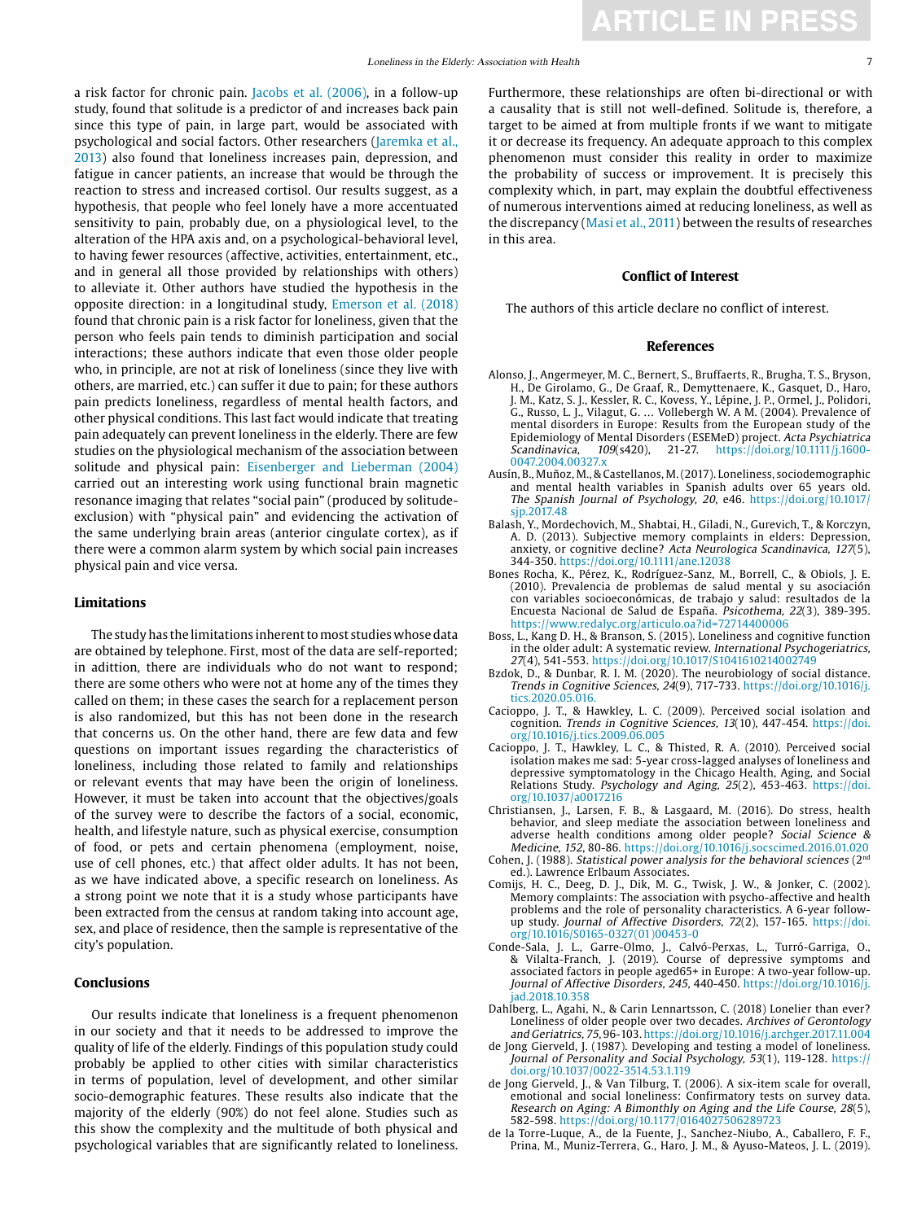a risk factor for chronic pain. Jacobs et al. (2006), in a follow-up study, found that solitude is a predictor of and increases back pain since this type of pain, in large part, would be associated with psychological and social factors. Other researchers (Jaremka et al., 2013) also found that loneliness increases pain, depression, and fatigue in cancer patients, an increase that would be through the reaction to stress and increased cortisol. Our results suggest, as a hypothesis, that people who feel lonely have a more accentuated sensitivity to pain, probably due, on a physiological level, to the alteration of the HPA axis and, on a psychological-behavioral level, to having fewer resources (affective, activities, entertainment, etc., and in general all those provided by relationships with others) to alleviate it. Other authors have studied the hypothesis in the opposite direction: in a longitudinal study, Emerson et al. (2018) found that chronic pain is a risk factor for loneliness, given that the person who feels pain tends to diminish participation and social interactions; these authors indicate that even those older people who, in principle, are not at risk of loneliness (since they live with others, are married, etc.) can suffer it due to pain; for these authors pain predicts loneliness, regardless of mental health factors, and other physical conditions. This last fact would indicate that treating pain adequately can prevent loneliness in the elderly. There are few studies on the physiological mechanism of the association between solitude and physical pain: Eisenberger and Lieberman (2004) carried out an interesting work using functional brain magnetic resonance imaging that relates "social pain" (produced by solitude-exclusion) with "physical pain" and evidencing the activation of the same underlying brain areas (anterior cingulate cortex), as if there were a common alarm system by which social pain increases physical pain and vice versa.

## Limitations

The study has the limitations inherent to most studies whose data are obtained by telephone. First, most of the data are self-reported; in adittion, there are individuals who do not want to respond; there are some others who were not at home any of the times they called on them; in these cases the search for a replacement person is also randomized, but this has not been done in the research that concerns us. On the other hand, there are few data and few questions on important issues regarding the characteristics of loneliness, including those related to family and relationships or relevant events that may have been the origin of loneliness. However, it must be taken into account that the objectives/goals of the survey were to describe the factors of a social, economic, health, and lifestyle nature, such as physical exercise, consumption of food, or pets and certain phenomena (employment, noise, use of cell phones, etc.) that affect older adults. It has not been, as we have indicated above, a specific research on loneliness. As a strong point we note that it is a study whose participants have been extracted from the census at random taking into account age, sex, and place of residence, then the sample is representative of the city's population.

## Conclusions

Our results indicate that loneliness is a frequent phenomenon in our society and that it needs to be addressed to improve the quality of life of the elderly. Findings of this population study could probably be applied to other cities with similar characteristics in terms of population, level of development, and other similar socio-demographic features. These results also indicate that the majority of the elderly (90%) do not feel alone. Studies such as this show the complexity and the multitude of both physical and psychological variables that are significantly related to loneliness. Furthermore, these relationships are often bi-directional or with a causality that is still not well-defined. Solitude is, therefore, a target to be aimed at from multiple fronts if we want to mitigate it or decrease its frequency. An adequate approach to this complex phenomenon must consider this reality in order to maximize the probability of success or improvement. It is precisely this complexity which, in part, may explain the doubtful effectiveness of numerous interventions aimed at reducing loneliness, as well as the discrepancy (Masi et al., 2011) between the results of researches in this area.

## Conflict of Interest

The authors of this article declare no conflict of interest.

## References

Alonso, J., Angermeyer, M. C., Bernert, S., Bruffaerts, R., Brugha, T. S., Bryson, H., De Girolamo, G., De Graaf, R., Demyttenaere, K., Gasquet, D., Haro, J. M., Katz, S. J., Kessler, R. C., Kovess, Y., Lépine, J. P., Ormel, J., Polidori, G., Russo, L. J., Vilagut, G. … Vollebergh W. A M. (2004). Prevalence of mental disorders in Europe: Results from the European study of the Epidemiology of Mental Disorders (ESEMeD) project. *Acta Psychiatrica Scandinavica, 109*(s420), 21-27. https://doi.org/10.1111/j.1600-0047.2004.00327.x

Ausín, B., Muñoz, M., & Castellanos, M. (2017). Loneliness, sociodemographic and mental health variables in Spanish adults over 65 years old. *The Spanish Journal of Psychology, 20*, e46. https://doi.org/10.1017/sjp.2017.48

Balash, Y., Mordechovich, M., Shabtai, H., Giladi, N., Gurevich, T., & Korczyn, A. D. (2013). Subjective memory complaints in elders: Depression, anxiety, or cognitive decline? *Acta Neurologica Scandinavica, 127*(5), 344-350. https://doi.org/10.1111/ane.12038

Bones Rocha, K., Pérez, K., Rodríguez-Sanz, M., Borrell, C., & Obiols, J. E. (2010). Prevalencia de problemas de salud mental y su asociación con variables socioeconómicas, de trabajo y salud: resultados de la Encuesta Nacional de Salud de España. *Psicothema, 22*(3), 389-395. https://www.redalyc.org/articulo.oa?id=72714400006

Boss, L., Kang D. H., & Branson, S. (2015). Loneliness and cognitive function in the older adult: A systematic review. *International Psychogeriatrics, 27*(4), 541-553. https://doi.org/10.1017/S1041610214002749

Bzdok, D., & Dunbar, R. I. M. (2020). The neurobiology of social distance. *Trends in Cognitive Sciences, 24*(9), 717-733. https://doi.org/10.1016/j.tics.2020.05.016.

Cacioppo, J. T., & Hawkley, L. C. (2009). Perceived social isolation and cognition. *Trends in Cognitive Sciences, 13*(10), 447-454. https://doi.org/10.1016/j.tics.2009.06.005

Cacioppo, J. T., Hawkley, L. C., & Thisted, R. A. (2010). Perceived social isolation makes me sad: 5-year cross-lagged analyses of loneliness and depressive symptomatology in the Chicago Health, Aging, and Social Relations Study. *Psychology and Aging, 25*(2), 453-463. https://doi.org/10.1037/a0017216

Christiansen, J., Larsen, F. B., & Lasgaard, M. (2016). Do stress, health behavior, and sleep mediate the association between loneliness and adverse health conditions among older people? *Social Science & Medicine, 152*, 80-86. https://doi.org/10.1016/j.socscimed.2016.01.020

Cohen, J. (1988). *Statistical power analysis for the behavioral sciences* (2nd ed.). Lawrence Erlbaum Associates.

Comijs, H. C., Deeg, D. J., Dik, M. G., Twisk, J. W., & Jonker, C. (2002). Memory complaints: The association with psycho-affective and health problems and the role of personality characteristics. A 6-year follow-up study. *Journal of Affective Disorders, 72*(2), 157-165. https://doi.org/10.1016/S0165-0327(01)00453-0

Conde-Sala, J. L., Garre-Olmo, J., Calvó-Perxas, L., Turró-Garriga, O., & Vilalta-Franch, J. (2019). Course of depressive symptoms and associated factors in people aged65+ in Europe: A two-year follow-up. *Journal of Affective Disorders, 245*, 440-450. https://doi.org/10.1016/j.jad.2018.10.358

Dahlberg, L., Agahi, N., & Carin Lennartsson, C. (2018) Lonelier than ever? Loneliness of older people over two decades. *Archives of Gerontology and Geriatrics, 75*, 96-103. https://doi.org/10.1016/j.archger.2017.11.004

de Jong Gierveld, J. (1987). Developing and testing a model of loneliness. *Journal of Personality and Social Psychology, 53*(1), 119-128. https://doi.org/10.1037/0022-3514.53.1.119

de Jong Gierveld, J., & Van Tilburg, T. (2006). A six-item scale for overall, emotional and social loneliness: Confirmatory tests on survey data. *Research on Aging: A Bimonthly on Aging and the Life Course, 28*(5), 582-598. https://doi.org/10.1177/0164027506289723

de la Torre-Luque, A., de la Fuente, J., Sanchez-Niubo, A., Caballero, F. F., Prina, M., Muniz-Terrera, G., Haro, J. M., & Ayuso-Mateos, J. L. (2019).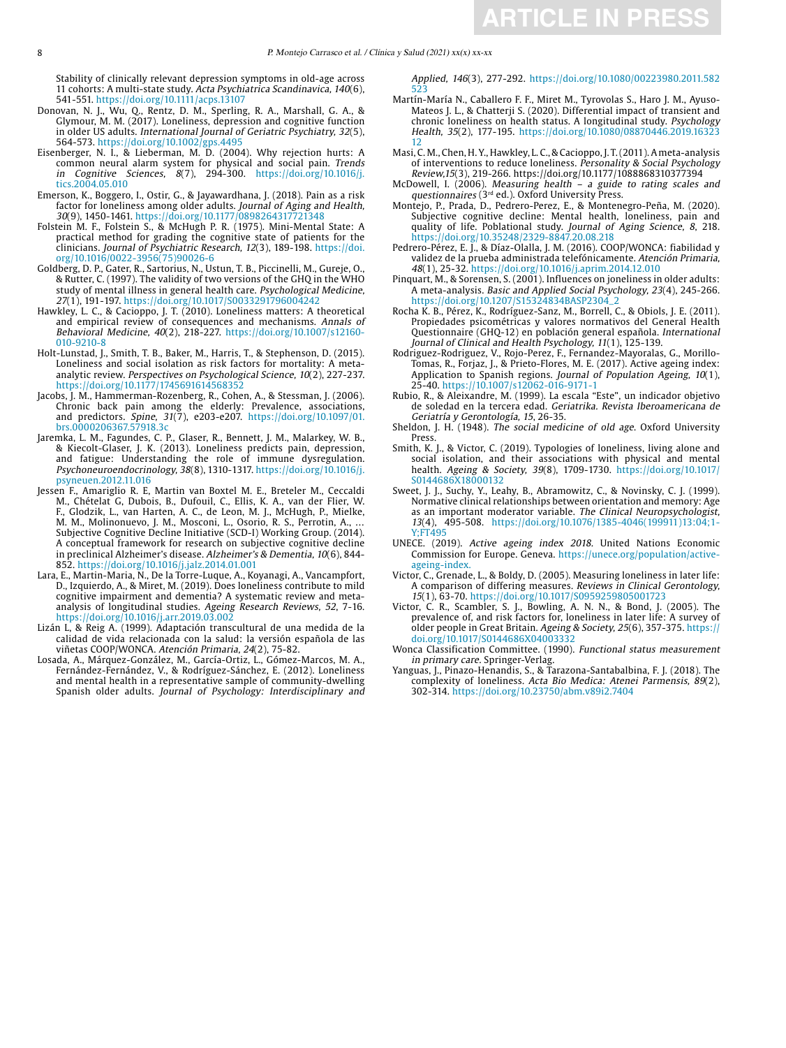Stability of clinically relevant depression symptoms in old-age across 11 cohorts: A multi-state study. *Acta Psychiatrica Scandinavica, 140*(6), 541-551. https://doi.org/10.1111/acps.13107

Donovan, N. J., Wu, Q., Rentz, D. M., Sperling, R. A., Marshall, G. A., & Glymour, M. M. (2017). Loneliness, depression and cognitive function in older US adults. *International Journal of Geriatric Psychiatry, 32*(5), 564-573. https://doi.org/10.1002/gps.4495

Eisenberger, N. I., & Lieberman, M. D. (2004). Why rejection hurts: A common neural alarm system for physical and social pain. *Trends in Cognitive Sciences, 8*(7), 294-300. https://doi.org/10.1016/j.tics.2004.05.010

Emerson, K., Boggero, I., Ostir, G., & Jayawardhana, J. (2018). Pain as a risk factor for loneliness among older adults. *Journal of Aging and Health, 30*(9), 1450-1461. https://doi.org/10.1177/0898264317721348

Folstein M. F., Folstein S., & McHugh P. R. (1975). Mini-Mental State: A practical method for grading the cognitive state of patients for the clinicians. *Journal of Psychiatric Research, 12*(3), 189-198. https://doi.org/10.1016/0022-3956(75)90026-6

Goldberg, D. P., Gater, R., Sartorius, N., Ustun, T. B., Piccinelli, M., Gureje, O., & Rutter, C. (1997). The validity of two versions of the GHQ in the WHO study of mental illness in general health care. *Psychological Medicine, 27*(1), 191-197. https://doi.org/10.1017/S0033291796004242

Hawkley, L. C., & Cacioppo, J. T. (2010). Loneliness matters: A theoretical and empirical review of consequences and mechanisms. *Annals of Behavioral Medicine, 40*(2), 218-227. https://doi.org/10.1007/s12160-010-9210-8

Holt-Lunstad, J., Smith, T. B., Baker, M., Harris, T., & Stephenson, D. (2015). Loneliness and social isolation as risk factors for mortality: A meta-analytic review. *Perspectives on Psychological Science, 10*(2), 227-237. https://doi.org/10.1177/1745691614568352

Jacobs, J. M., Hammerman-Rozenberg, R., Cohen, A., & Stessman, J. (2006). Chronic back pain among the elderly: Prevalence, associations, and predictors. *Spine, 31*(7), e203-e207. https://doi.org/10.1097/01.brs.0000206367.57918.3c

Jaremka, L. M., Fagundes, C. P., Glaser, R., Bennett, J. M., Malarkey, W. B., & Kiecolt-Glaser, J. K. (2013). Loneliness predicts pain, depression, and fatigue: Understanding the role of immune dysregulation. *Psychoneuroendocrinology, 38*(8), 1310-1317. https://doi.org/10.1016/j.psyneuen.2012.11.016

Jessen F., Amariglio R. E, Martin van Boxtel M. E., Breteler M., Ceccaldi M., Chételat G, Dubois, B., Dufouil, C., Ellis, K. A., van der Flier, W. F., Glodzik, L., van Harten, A. C., de Leon, M. J., McHugh, P., Mielke, M. M., Molinonuevo, J. M., Mosconi, L., Osorio, R. S., Perrotin, A., … Subjective Cognitive Decline Initiative (SCD-I) Working Group. (2014). A conceptual framework for research on subjective cognitive decline in preclinical Alzheimer's disease. *Alzheimer's & Dementia, 10*(6), 844-852. https://doi.org/10.1016/j.jalz.2014.01.001

Lara, E., Martin-Maria, N., De la Torre-Luque, A., Koyanagi, A., Vancampfort, D., Izquierdo, A., & Miret, M. (2019). Does loneliness contribute to mild cognitive impairment and dementia? A systematic review and meta-analysis of longitudinal studies. *Ageing Research Reviews, 52*, 7-16. https://doi.org/10.1016/j.arr.2019.03.002

Lizán L, & Reig A. (1999). Adaptación transcultural de una medida de la calidad de vida relacionada con la salud: la versión española de las viñetas COOP/WONCA. *Atención Primaria, 24*(2), 75-82.

Losada, A., Márquez-González, M., García-Ortiz, L., Gómez-Marcos, M. A., Fernández-Fernández, V., & Rodríguez-Sánchez, E. (2012). Loneliness and mental health in a representative sample of community-dwelling Spanish older adults. *Journal of Psychology: Interdisciplinary and Applied, 146*(3), 277-292. https://doi.org/10.1080/00223980.2011.582523

Martín-María N., Caballero F. F., Miret M., Tyrovolas S., Haro J. M., Ayuso-Mateos J. L., & Chatterji S. (2020). Differential impact of transient and chronic loneliness on health status. A longitudinal study. *Psychology Health, 35*(2), 177-195. https://doi.org/10.1080/08870446.2019.1632312

Masi, C. M., Chen, H. Y., Hawkley, L. C., & Cacioppo, J. T. (2011). A meta-analysis of interventions to reduce loneliness. *Personality & Social Psychology Review,15*(3), 219-266. https://doi.org/10.1177/1088868310377394

McDowell, I. (2006). *Measuring health – a guide to rating scales and questionnaires* (3rd ed.). Oxford University Press.

Montejo, P., Prada, D., Pedrero-Perez, E., & Montenegro-Peña, M. (2020). Subjective cognitive decline: Mental health, loneliness, pain and quality of life. Poblational study. *Journal of Aging Science, 8*, 218. https://doi.org/10.35248/2329-8847.20.08.218

Pedrero-Pérez, E. J., & Díaz-Olalla, J. M. (2016). COOP/WONCA: fiabilidad y validez de la prueba administrada telefónicamente. *Atención Primaria, 48*(1), 25-32. https://doi.org/10.1016/j.aprim.2014.12.010

Pinquart, M., & Sorensen, S. (2001). Influences on joneliness in older adults: A meta-analysis. *Basic and Applied Social Psychology, 23*(4), 245-266. https://doi.org/10.1207/S15324834BASP2304_2

Rocha K. B., Pérez, K., Rodríguez-Sanz, M., Borrell, C., & Obiols, J. E. (2011). Propiedades psicométricas y valores normativos del General Health Questionnaire (GHQ-12) en población general española. *International Journal of Clinical and Health Psychology, 11*(1), 125-139.

Rodriguez-Rodriguez, V., Rojo-Perez, F., Fernandez-Mayoralas, G., Morillo-Tomas, R., Forjaz, J., & Prieto-Flores, M. E. (2017). Active ageing index: Application to Spanish regions. *Journal of Population Ageing, 10*(1), 25-40. https://doi.org/10.1007/s12062-016-9171-1

Rubio, R., & Aleixandre, M. (1999). La escala "Este", un indicador objetivo de soledad en la tercera edad. *Geriatrika. Revista Iberoamericana de Geriatría y Gerontología, 15*, 26-35.

Sheldon, J. H. (1948). *The social medicine of old age*. Oxford University Press.

Smith, K. J., & Victor, C. (2019). Typologies of loneliness, living alone and social isolation, and their associations with physical and mental health. *Ageing & Society, 39*(8), 1709-1730. https://doi.org/10.1017/S0144686X18000132

Sweet, J. J., Suchy, Y., Leahy, B., Abramowitz, C., & Novinsky, C. J. (1999). Normative clinical relationships between orientation and memory: Age as an important moderator variable. *The Clinical Neuropsychologist, 13*(4), 495-508. https://doi.org/10.1076/1385-4046(199911)13:04;1-Y;FT495

UNECE. (2019). *Active ageing index 2018*. United Nations Economic Commission for Europe. Geneva. https://unece.org/population/active-ageing-index.

Victor, C., Grenade, L., & Boldy, D. (2005). Measuring loneliness in later life: A comparison of differing measures. *Reviews in Clinical Gerontology, 15*(1), 63-70. https://doi.org/10.1017/S0959259805001723

Victor, C. R., Scambler, S. J., Bowling, A. N. N., & Bond, J. (2005). The prevalence of, and risk factors for, loneliness in later life: A survey of older people in Great Britain. *Ageing & Society, 25*(6), 357-375. https://doi.org/10.1017/S0144686X04003332

Wonca Classification Committee. (1990). *Functional status measurement in primary care*. Springer-Verlag.

Yanguas, J., Pinazo-Henandis, S., & Tarazona-Santabalbina, F. J. (2018). The complexity of loneliness. *Acta Bio Medica: Atenei Parmensis, 89*(2), 302-314. https://doi.org/10.23750/abm.v89i2.7404